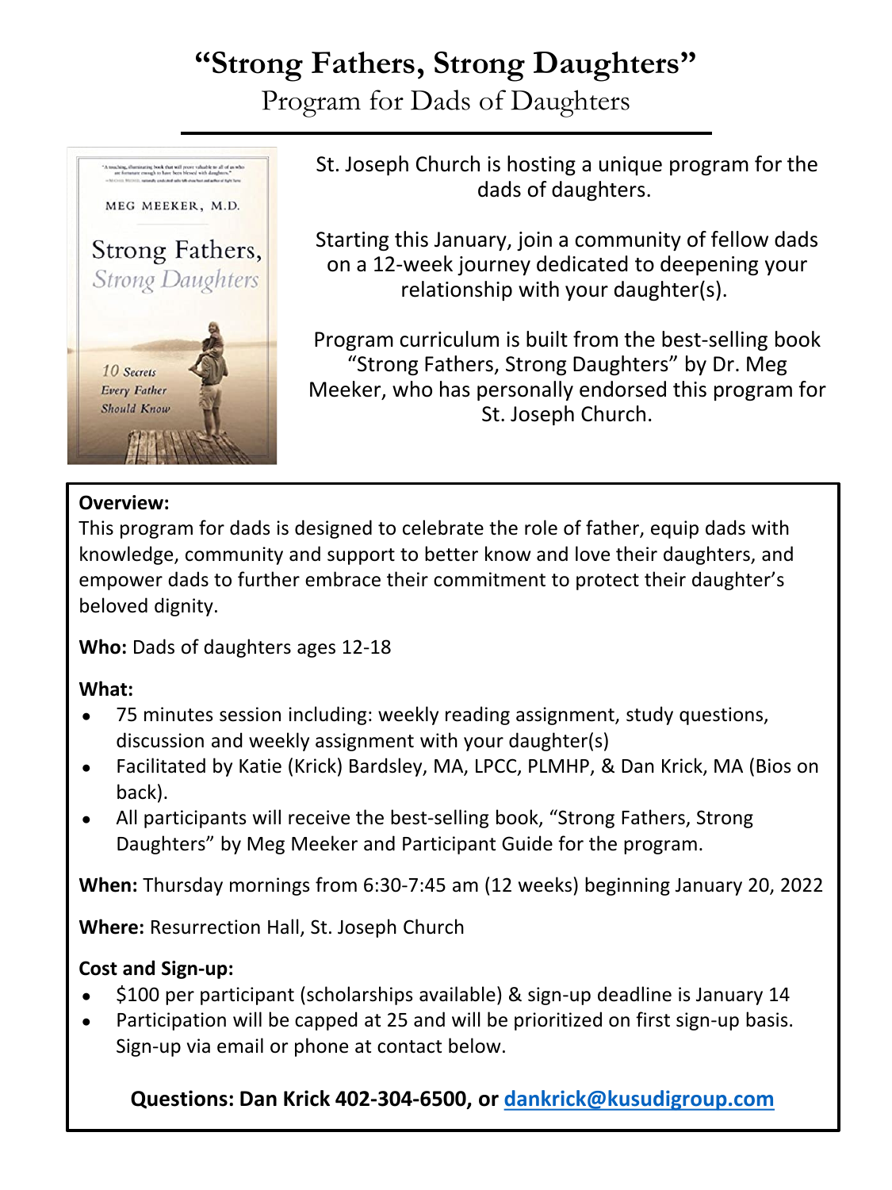# "Strong Fathers, Strong Daughters"

## Program for Dads of Daughters

St. Joseph Church is hosting a unique program for the dads of daughters.

Starting this January, join a community of fellow dads on a 12-week journey dedicated to deepening your relationship with your daughter(s).

Program curriculum is built from the best-selling book "Strong Fathers, Strong Daughters" by Dr. Meg Meeker, who has personally endorsed this program for St. Joseph Church.

**Overview:**
This program for dads is designed to celebrate the role of father, equip dads with knowledge, community and support to better know and love their daughters, and empower dads to further embrace their commitment to protect their daughter's beloved dignity.

**Who:** Dads of daughters ages 12-18

**What:**

- 75 minutes session including: weekly reading assignment, study questions, discussion and weekly assignment with your daughter(s)
- Facilitated by Katie (Krick) Bardsley, MA, LPCC, PLMHP, & Dan Krick, MA (Bios on back).
- All participants will receive the best-selling book, "Strong Fathers, Strong Daughters" by Meg Meeker and Participant Guide for the program.

**When:** Thursday mornings from 6:30-7:45 am (12 weeks) beginning January 20, 2022

**Where:** Resurrection Hall, St. Joseph Church

**Cost and Sign-up:**

- $100 per participant (scholarships available) & sign-up deadline is January 14
- Participation will be capped at 25 and will be prioritized on first sign-up basis. Sign-up via email or phone at contact below.

**Questions: Dan Krick 402-304-6500, or dankrick@kusudigroup.com**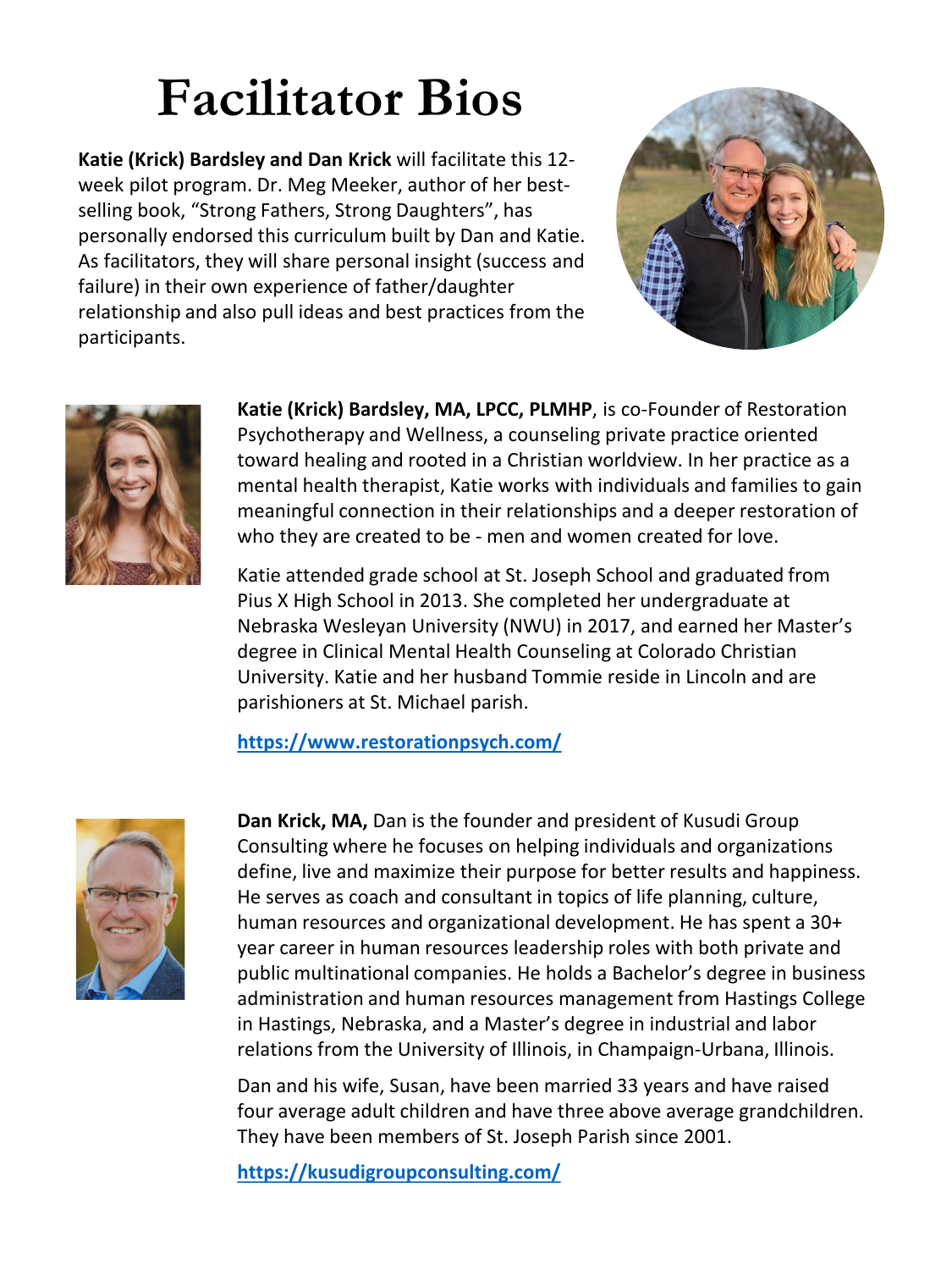# Facilitator Bios

**Katie (Krick) Bardsley and Dan Krick** will facilitate this 12-week pilot program. Dr. Meg Meeker, author of her best-selling book, "Strong Fathers, Strong Daughters", has personally endorsed this curriculum built by Dan and Katie. As facilitators, they will share personal insight (success and failure) in their own experience of father/daughter relationship and also pull ideas and best practices from the participants.

**Katie (Krick) Bardsley, MA, LPCC, PLMHP**, is co-Founder of Restoration Psychotherapy and Wellness, a counseling private practice oriented toward healing and rooted in a Christian worldview. In her practice as a mental health therapist, Katie works with individuals and families to gain meaningful connection in their relationships and a deeper restoration of who they are created to be - men and women created for love.

Katie attended grade school at St. Joseph School and graduated from Pius X High School in 2013. She completed her undergraduate at Nebraska Wesleyan University (NWU) in 2017, and earned her Master's degree in Clinical Mental Health Counseling at Colorado Christian University. Katie and her husband Tommie reside in Lincoln and are parishioners at St. Michael parish.

https://www.restorationpsych.com/

**Dan Krick, MA,** Dan is the founder and president of Kusudi Group Consulting where he focuses on helping individuals and organizations define, live and maximize their purpose for better results and happiness. He serves as coach and consultant in topics of life planning, culture, human resources and organizational development. He has spent a 30+ year career in human resources leadership roles with both private and public multinational companies. He holds a Bachelor's degree in business administration and human resources management from Hastings College in Hastings, Nebraska, and a Master's degree in industrial and labor relations from the University of Illinois, in Champaign-Urbana, Illinois.

Dan and his wife, Susan, have been married 33 years and have raised four average adult children and have three above average grandchildren. They have been members of St. Joseph Parish since 2001.

https://kusudigroupconsulting.com/